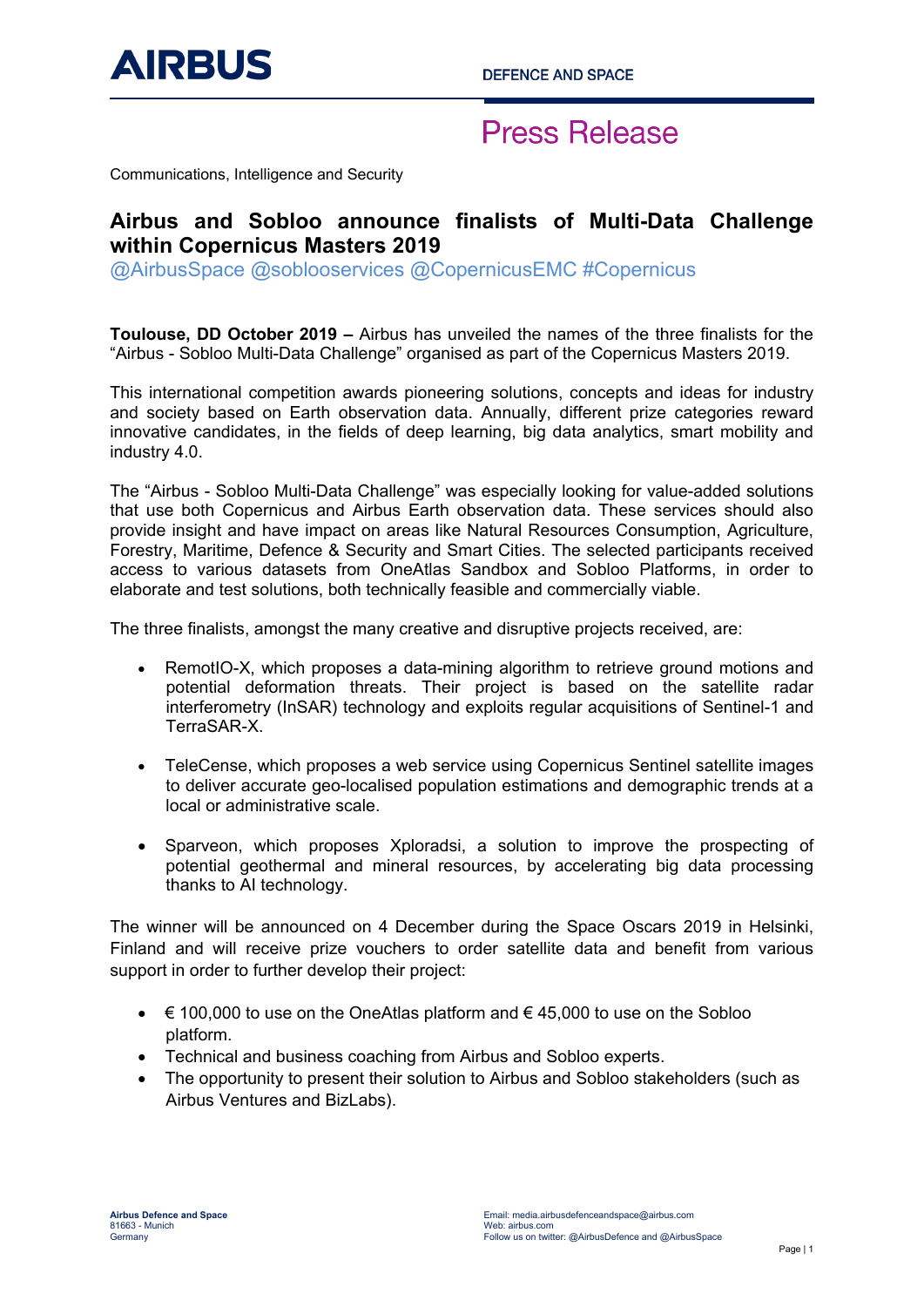AIRBUS

DEFENCE AND SPACE

# Press Release

Communications, Intelligence and Security

## Airbus and Sobloo announce finalists of Multi-Data Challenge within Copernicus Masters 2019

@AirbusSpace @soblooservices @CopernicusEMC #Copernicus

**Toulouse, DD October 2019 –** Airbus has unveiled the names of the three finalists for the "Airbus - Sobloo Multi-Data Challenge" organised as part of the Copernicus Masters 2019.

This international competition awards pioneering solutions, concepts and ideas for industry and society based on Earth observation data. Annually, different prize categories reward innovative candidates, in the fields of deep learning, big data analytics, smart mobility and industry 4.0.

The "Airbus - Sobloo Multi-Data Challenge" was especially looking for value-added solutions that use both Copernicus and Airbus Earth observation data. These services should also provide insight and have impact on areas like Natural Resources Consumption, Agriculture, Forestry, Maritime, Defence & Security and Smart Cities. The selected participants received access to various datasets from OneAtlas Sandbox and Sobloo Platforms, in order to elaborate and test solutions, both technically feasible and commercially viable.

The three finalists, amongst the many creative and disruptive projects received, are:

- RemotIO-X, which proposes a data-mining algorithm to retrieve ground motions and potential deformation threats. Their project is based on the satellite radar interferometry (InSAR) technology and exploits regular acquisitions of Sentinel-1 and TerraSAR-X.
- TeleCense, which proposes a web service using Copernicus Sentinel satellite images to deliver accurate geo-localised population estimations and demographic trends at a local or administrative scale.
- Sparveon, which proposes Xploradsi, a solution to improve the prospecting of potential geothermal and mineral resources, by accelerating big data processing thanks to AI technology.

The winner will be announced on 4 December during the Space Oscars 2019 in Helsinki, Finland and will receive prize vouchers to order satellite data and benefit from various support in order to further develop their project:

- € 100,000 to use on the OneAtlas platform and € 45,000 to use on the Sobloo platform.
- Technical and business coaching from Airbus and Sobloo experts.
- The opportunity to present their solution to Airbus and Sobloo stakeholders (such as Airbus Ventures and BizLabs).

**Airbus Defence and Space**
81663 - Munich
Germany

Email: media.airbusdefenceandspace@airbus.com
Web: airbus.com
Follow us on twitter: @AirbusDefence and @AirbusSpace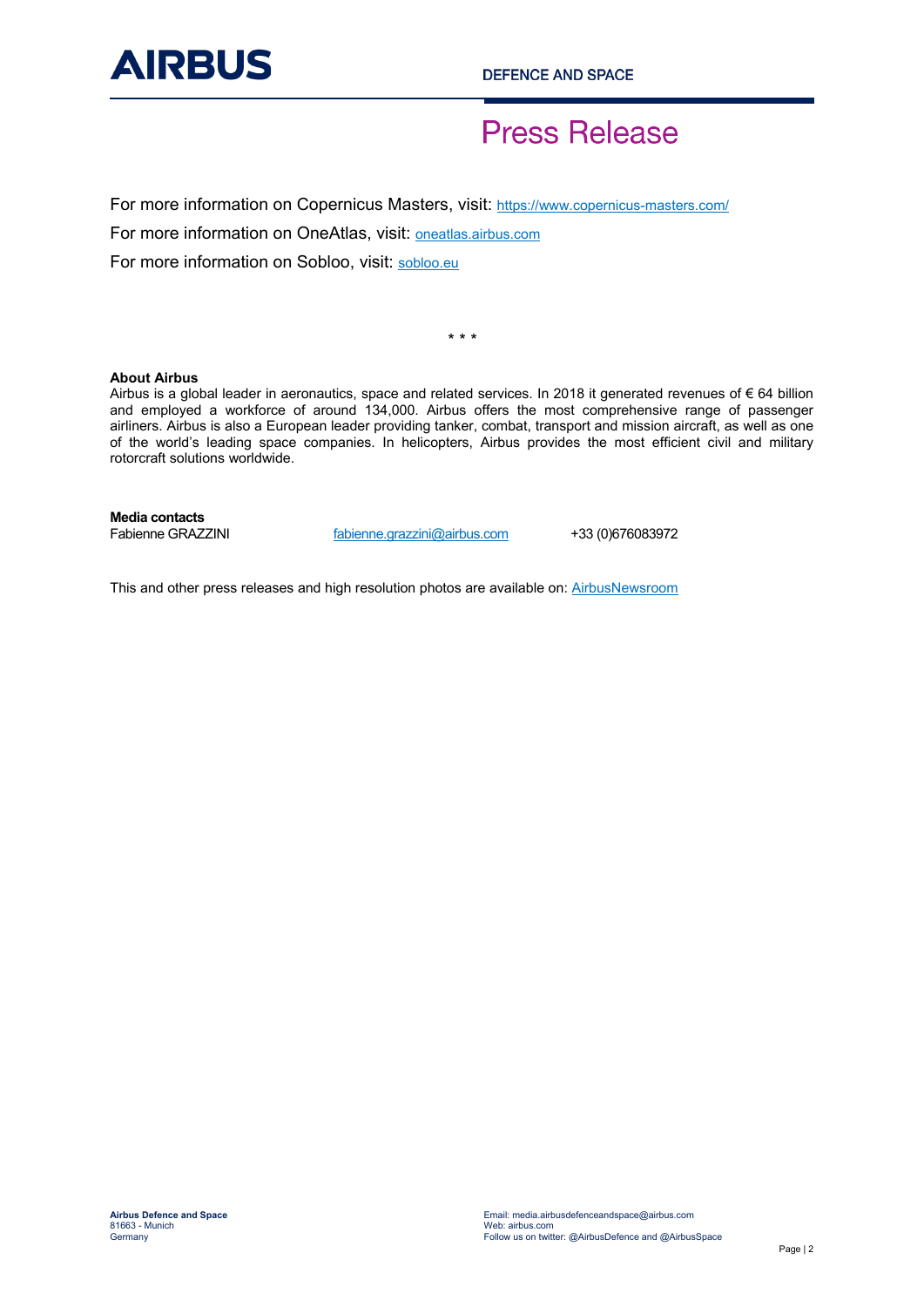For more information on Copernicus Masters, visit: https://www.copernicus-masters.com/

For more information on OneAtlas, visit: oneatlas.airbus.com

For more information on Sobloo, visit: sobloo.eu

\* \* \*

**About Airbus**

Airbus is a global leader in aeronautics, space and related services. In 2018 it generated revenues of € 64 billion and employed a workforce of around 134,000. Airbus offers the most comprehensive range of passenger airliners. Airbus is also a European leader providing tanker, combat, transport and mission aircraft, as well as one of the world's leading space companies. In helicopters, Airbus provides the most efficient civil and military rotorcraft solutions worldwide.

**Media contacts**

Fabienne GRAZZINI    fabienne.grazzini@airbus.com    +33 (0)676083972

This and other press releases and high resolution photos are available on: AirbusNewsroom

**Airbus Defence and Space**
81663 - Munich
Germany

Email: media.airbusdefenceandspace@airbus.com
Web: airbus.com
Follow us on twitter: @AirbusDefence and @AirbusSpace